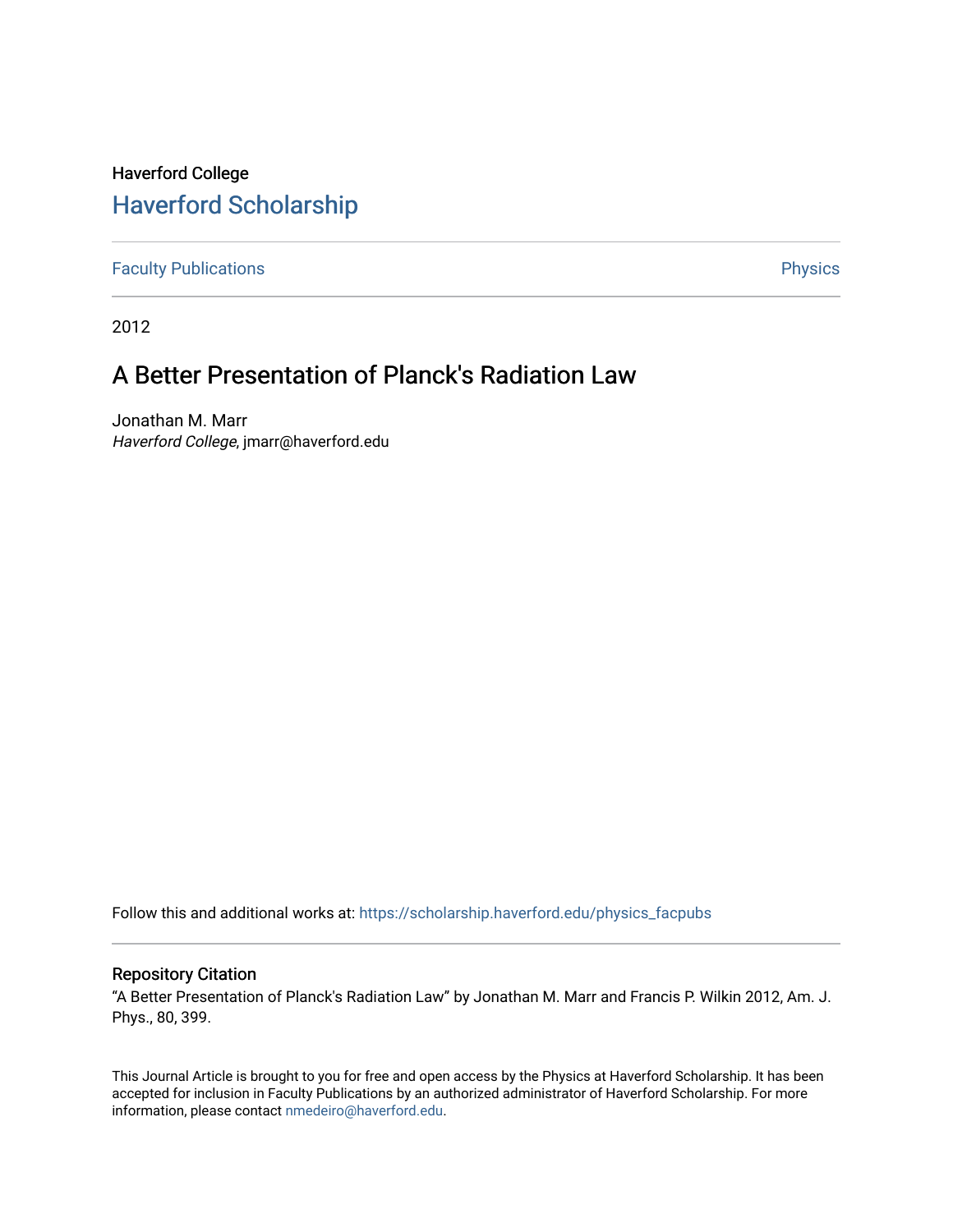Haverford College

## Haverford Scholarship

Faculty Publications

Physics

2012

# A Better Presentation of Planck's Radiation Law

Jonathan M. Marr
*Haverford College*, jmarr@haverford.edu

Follow this and additional works at: https://scholarship.haverford.edu/physics_facpubs

### Repository Citation

"A Better Presentation of Planck's Radiation Law" by Jonathan M. Marr and Francis P. Wilkin 2012, Am. J. Phys., 80, 399.

This Journal Article is brought to you for free and open access by the Physics at Haverford Scholarship. It has been accepted for inclusion in Faculty Publications by an authorized administrator of Haverford Scholarship. For more information, please contact nmedeiro@haverford.edu.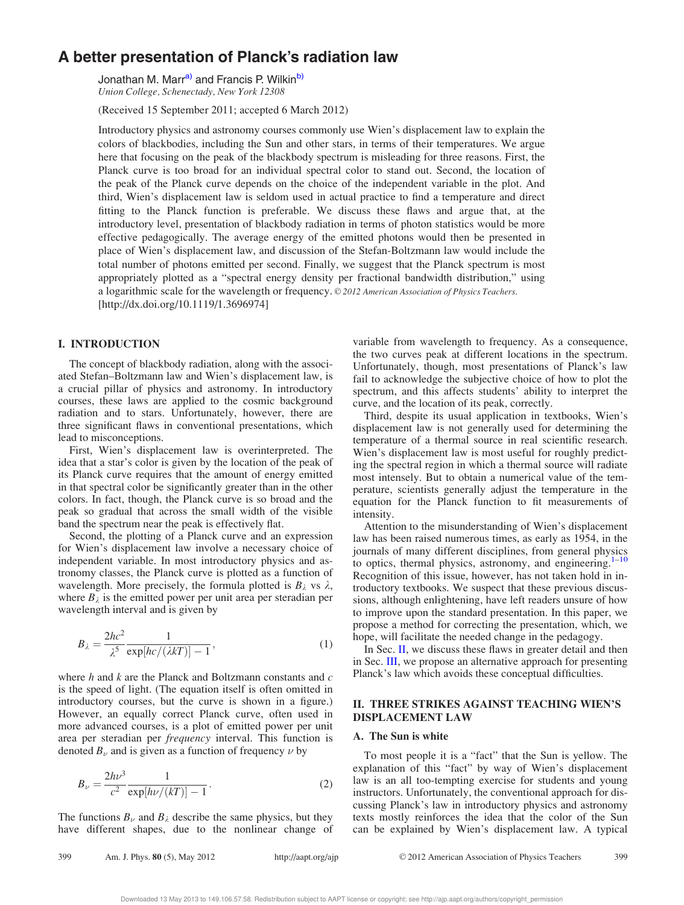# A better presentation of Planck's radiation law

Jonathan M. Marr[a)] and Francis P. Wilkin[b)]
*Union College, Schenectady, New York 12308*

(Received 15 September 2011; accepted 6 March 2012)

Introductory physics and astronomy courses commonly use Wien's displacement law to explain the colors of blackbodies, including the Sun and other stars, in terms of their temperatures. We argue here that focusing on the peak of the blackbody spectrum is misleading for three reasons. First, the Planck curve is too broad for an individual spectral color to stand out. Second, the location of the peak of the Planck curve depends on the choice of the independent variable in the plot. And third, Wien's displacement law is seldom used in actual practice to find a temperature and direct fitting to the Planck function is preferable. We discuss these flaws and argue that, at the introductory level, presentation of blackbody radiation in terms of photon statistics would be more effective pedagogically. The average energy of the emitted photons would then be presented in place of Wien's displacement law, and discussion of the Stefan-Boltzmann law would include the total number of photons emitted per second. Finally, we suggest that the Planck spectrum is most appropriately plotted as a "spectral energy density per fractional bandwidth distribution," using a logarithmic scale for the wavelength or frequency. © *2012 American Association of Physics Teachers.*
[http://dx.doi.org/10.1119/1.3696974]

## I. INTRODUCTION

The concept of blackbody radiation, along with the associated Stefan–Boltzmann law and Wien's displacement law, is a crucial pillar of physics and astronomy. In introductory courses, these laws are applied to the cosmic background radiation and to stars. Unfortunately, however, there are three significant flaws in conventional presentations, which lead to misconceptions.

First, Wien's displacement law is overinterpreted. The idea that a star's color is given by the location of the peak of its Planck curve requires that the amount of energy emitted in that spectral color be significantly greater than in the other colors. In fact, though, the Planck curve is so broad and the peak so gradual that across the small width of the visible band the spectrum near the peak is effectively flat.

Second, the plotting of a Planck curve and an expression for Wien's displacement law involve a necessary choice of independent variable. In most introductory physics and astronomy classes, the Planck curve is plotted as a function of wavelength. More precisely, the formula plotted is $B_\lambda$ vs $\lambda$, where $B_\lambda$ is the emitted power per unit area per steradian per wavelength interval and is given by

$$B_\lambda = \frac{2hc^2}{\lambda^5} \frac{1}{\exp[hc/(\lambda kT)] - 1}, \tag{1}$$

where $h$ and $k$ are the Planck and Boltzmann constants and $c$ is the speed of light. (The equation itself is often omitted in introductory courses, but the curve is shown in a figure.) However, an equally correct Planck curve, often used in more advanced courses, is a plot of emitted power per unit area per steradian per *frequency* interval. This function is denoted $B_\nu$ and is given as a function of frequency $\nu$ by

$$B_\nu = \frac{2h\nu^3}{c^2} \frac{1}{\exp[h\nu/(kT)] - 1}. \tag{2}$$

The functions $B_\nu$ and $B_\lambda$ describe the same physics, but they have different shapes, due to the nonlinear change of variable from wavelength to frequency. As a consequence, the two curves peak at different locations in the spectrum. Unfortunately, though, most presentations of Planck's law fail to acknowledge the subjective choice of how to plot the spectrum, and this affects students' ability to interpret the curve, and the location of its peak, correctly.

Third, despite its usual application in textbooks, Wien's displacement law is not generally used for determining the temperature of a thermal source in real scientific research. Wien's displacement law is most useful for roughly predicting the spectral region in which a thermal source will radiate most intensely. But to obtain a numerical value of the temperature, scientists generally adjust the temperature in the equation for the Planck function to fit measurements of intensity.

Attention to the misunderstanding of Wien's displacement law has been raised numerous times, as early as 1954, in the journals of many different disciplines, from general physics to optics, thermal physics, astronomy, and engineering.[1–10] Recognition of this issue, however, has not taken hold in introductory textbooks. We suspect that these previous discussions, although enlightening, have left readers unsure of how to improve upon the standard presentation. In this paper, we propose a method for correcting the presentation, which, we hope, will facilitate the needed change in the pedagogy.

In Sec. II, we discuss these flaws in greater detail and then in Sec. III, we propose an alternative approach for presenting Planck's law which avoids these conceptual difficulties.

## II. THREE STRIKES AGAINST TEACHING WIEN'S DISPLACEMENT LAW

### A. The Sun is white

To most people it is a "fact" that the Sun is yellow. The explanation of this "fact" by way of Wien's displacement law is an all too-tempting exercise for students and young instructors. Unfortunately, the conventional approach for discussing Planck's law in introductory physics and astronomy texts mostly reinforces the idea that the color of the Sun can be explained by Wien's displacement law. A typical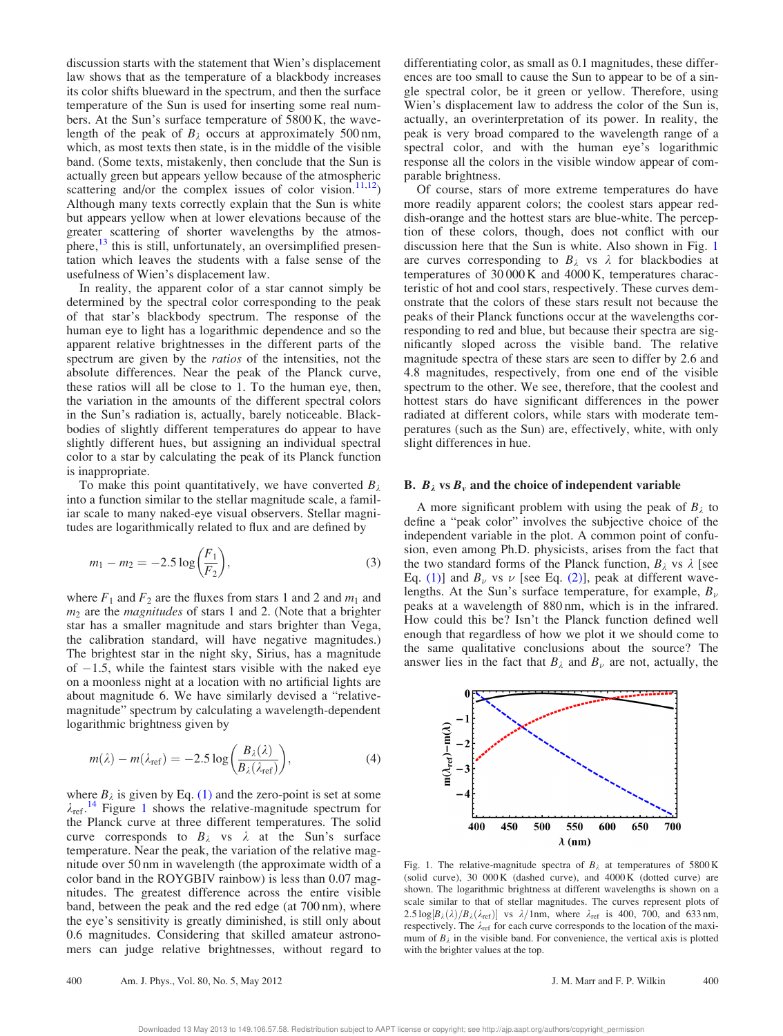discussion starts with the statement that Wien's displacement law shows that as the temperature of a blackbody increases its color shifts blueward in the spectrum, and then the surface temperature of the Sun is used for inserting some real numbers. At the Sun's surface temperature of 5800 K, the wavelength of the peak of $B_\lambda$ occurs at approximately 500 nm, which, as most texts then state, is in the middle of the visible band. (Some texts, mistakenly, then conclude that the Sun is actually green but appears yellow because of the atmospheric scattering and/or the complex issues of color vision.[11,12]) Although many texts correctly explain that the Sun is white but appears yellow when at lower elevations because of the greater scattering of shorter wavelengths by the atmosphere,[13] this is still, unfortunately, an oversimplified presentation which leaves the students with a false sense of the usefulness of Wien's displacement law.

In reality, the apparent color of a star cannot simply be determined by the spectral color corresponding to the peak of that star's blackbody spectrum. The response of the human eye to light has a logarithmic dependence and so the apparent relative brightnesses in the different parts of the spectrum are given by the *ratios* of the intensities, not the absolute differences. Near the peak of the Planck curve, these ratios will all be close to 1. To the human eye, then, the variation in the amounts of the different spectral colors in the Sun's radiation is, actually, barely noticeable. Blackbodies of slightly different temperatures do appear to have slightly different hues, but assigning an individual spectral color to a star by calculating the peak of its Planck function is inappropriate.

To make this point quantitatively, we have converted $B_\lambda$ into a function similar to the stellar magnitude scale, a familiar scale to many naked-eye visual observers. Stellar magnitudes are logarithmically related to flux and are defined by

$$m_1 - m_2 = -2.5 \log\left(\frac{F_1}{F_2}\right), \tag{3}$$

where $F_1$ and $F_2$ are the fluxes from stars 1 and 2 and $m_1$ and $m_2$ are the *magnitudes* of stars 1 and 2. (Note that a brighter star has a smaller magnitude and stars brighter than Vega, the calibration standard, will have negative magnitudes.) The brightest star in the night sky, Sirius, has a magnitude of $-1.5$, while the faintest stars visible with the naked eye on a moonless night at a location with no artificial lights are about magnitude 6. We have similarly devised a "relative-magnitude" spectrum by calculating a wavelength-dependent logarithmic brightness given by

$$m(\lambda) - m(\lambda_{\text{ref}}) = -2.5 \log\left(\frac{B_\lambda(\lambda)}{B_\lambda(\lambda_{\text{ref}})}\right), \tag{4}$$

where $B_\lambda$ is given by Eq. (1) and the zero-point is set at some $\lambda_{\text{ref}}$.[14] Figure 1 shows the relative-magnitude spectrum for the Planck curve at three different temperatures. The solid curve corresponds to $B_\lambda$ vs $\lambda$ at the Sun's surface temperature. Near the peak, the variation of the relative magnitude over 50 nm in wavelength (the approximate width of a color band in the ROYGBIV rainbow) is less than 0.07 magnitudes. The greatest difference across the entire visible band, between the peak and the red edge (at 700 nm), where the eye's sensitivity is greatly diminished, is still only about 0.6 magnitudes. Considering that skilled amateur astronomers can judge relative brightnesses, without regard to differentiating color, as small as 0.1 magnitudes, these differences are too small to cause the Sun to appear to be of a single spectral color, be it green or yellow. Therefore, using Wien's displacement law to address the color of the Sun is, actually, an overinterpretation of its power. In reality, the peak is very broad compared to the wavelength range of a spectral color, and with the human eye's logarithmic response all the colors in the visible window appear of comparable brightness.

Of course, stars of more extreme temperatures do have more readily apparent colors; the coolest stars appear reddish-orange and the hottest stars are blue-white. The perception of these colors, though, does not conflict with our discussion here that the Sun is white. Also shown in Fig. 1 are curves corresponding to $B_\lambda$ vs $\lambda$ for blackbodies at temperatures of 30 000 K and 4000 K, temperatures characteristic of hot and cool stars, respectively. These curves demonstrate that the colors of these stars result not because the peaks of their Planck functions occur at the wavelengths corresponding to red and blue, but because their spectra are significantly sloped across the visible band. The relative magnitude spectra of these stars are seen to differ by 2.6 and 4.8 magnitudes, respectively, from one end of the visible spectrum to the other. We see, therefore, that the coolest and hottest stars do have significant differences in the power radiated at different colors, while stars with moderate temperatures (such as the Sun) are, effectively, white, with only slight differences in hue.

## B. $B_\lambda$ vs $B_\nu$ and the choice of independent variable

A more significant problem with using the peak of $B_\lambda$ to define a "peak color" involves the subjective choice of the independent variable in the plot. A common point of confusion, even among Ph.D. physicists, arises from the fact that the two standard forms of the Planck function, $B_\lambda$ vs $\lambda$ [see Eq. (1)] and $B_\nu$ vs $\nu$ [see Eq. (2)], peak at different wavelengths. At the Sun's surface temperature, for example, $B_\nu$ peaks at a wavelength of 880 nm, which is in the infrared. How could this be? Isn't the Planck function defined well enough that regardless of how we plot it we should come to the same qualitative conclusions about the source? The answer lies in the fact that $B_\lambda$ and $B_\nu$ are not, actually, the

Fig. 1. The relative-magnitude spectra of $B_\lambda$ at temperatures of 5800 K (solid curve), 30 000 K (dashed curve), and 4000 K (dotted curve) are shown. The logarithmic brightness at different wavelengths is shown on a scale similar to that of stellar magnitudes. The curves represent plots of $2.5 \log[B_\lambda(\lambda)/B_\lambda(\lambda_{\text{ref}})]$ vs $\lambda/1\text{nm}$, where $\lambda_{\text{ref}}$ is 400, 700, and 633 nm, respectively. The $\lambda_{\text{ref}}$ for each curve corresponds to the location of the maximum of $B_\lambda$ in the visible band. For convenience, the vertical axis is plotted with the brighter values at the top.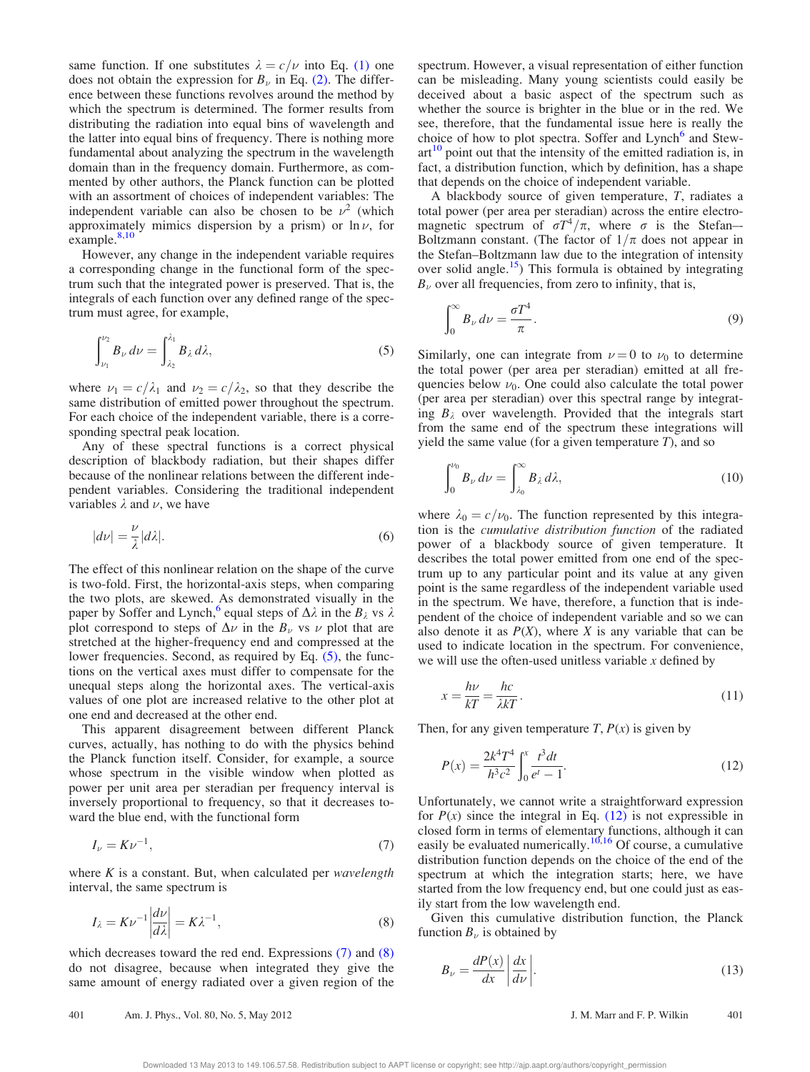same function. If one substitutes $\lambda = c/\nu$ into Eq. (1) one does not obtain the expression for $B_\nu$ in Eq. (2). The difference between these functions revolves around the method by which the spectrum is determined. The former results from distributing the radiation into equal bins of wavelength and the latter into equal bins of frequency. There is nothing more fundamental about analyzing the spectrum in the wavelength domain than in the frequency domain. Furthermore, as commented by other authors, the Planck function can be plotted with an assortment of choices of independent variables: The independent variable can also be chosen to be $\nu^2$ (which approximately mimics dispersion by a prism) or $\ln \nu$, for example.[8,10]

However, any change in the independent variable requires a corresponding change in the functional form of the spectrum such that the integrated power is preserved. That is, the integrals of each function over any defined range of the spectrum must agree, for example,

$$\int_{\nu_1}^{\nu_2} B_\nu \, d\nu = \int_{\lambda_2}^{\lambda_1} B_\lambda \, d\lambda, \tag{5}$$

where $\nu_1 = c/\lambda_1$ and $\nu_2 = c/\lambda_2$, so that they describe the same distribution of emitted power throughout the spectrum. For each choice of the independent variable, there is a corresponding spectral peak location.

Any of these spectral functions is a correct physical description of blackbody radiation, but their shapes differ because of the nonlinear relations between the different independent variables. Considering the traditional independent variables $\lambda$ and $\nu$, we have

$$|d\nu| = \frac{\nu}{\lambda} |d\lambda|. \tag{6}$$

The effect of this nonlinear relation on the shape of the curve is two-fold. First, the horizontal-axis steps, when comparing the two plots, are skewed. As demonstrated visually in the paper by Soffer and Lynch,[6] equal steps of $\Delta\lambda$ in the $B_\lambda$ vs $\lambda$ plot correspond to steps of $\Delta\nu$ in the $B_\nu$ vs $\nu$ plot that are stretched at the higher-frequency end and compressed at the lower frequencies. Second, as required by Eq. (5), the functions on the vertical axes must differ to compensate for the unequal steps along the horizontal axes. The vertical-axis values of one plot are increased relative to the other plot at one end and decreased at the other end.

This apparent disagreement between different Planck curves, actually, has nothing to do with the physics behind the Planck function itself. Consider, for example, a source whose spectrum in the visible window when plotted as power per unit area per steradian per frequency interval is inversely proportional to frequency, so that it decreases toward the blue end, with the functional form

$$I_\nu = K\nu^{-1}, \tag{7}$$

where $K$ is a constant. But, when calculated per *wavelength* interval, the same spectrum is

$$I_\lambda = K\nu^{-1} \left| \frac{d\nu}{d\lambda} \right| = K\lambda^{-1}, \tag{8}$$

which decreases toward the red end. Expressions (7) and (8) do not disagree, because when integrated they give the same amount of energy radiated over a given region of the spectrum. However, a visual representation of either function can be misleading. Many young scientists could easily be deceived about a basic aspect of the spectrum such as whether the source is brighter in the blue or in the red. We see, therefore, that the fundamental issue here is really the choice of how to plot spectra. Soffer and Lynch[6] and Stewart[10] point out that the intensity of the emitted radiation is, in fact, a distribution function, which by definition, has a shape that depends on the choice of independent variable.

A blackbody source of given temperature, $T$, radiates a total power (per area per steradian) across the entire electromagnetic spectrum of $\sigma T^4/\pi$, where $\sigma$ is the Stefan–Boltzmann constant. (The factor of $1/\pi$ does not appear in the Stefan–Boltzmann law due to the integration of intensity over solid angle.[15]) This formula is obtained by integrating $B_\nu$ over all frequencies, from zero to infinity, that is,

$$\int_0^\infty B_\nu \, d\nu = \frac{\sigma T^4}{\pi}. \tag{9}$$

Similarly, one can integrate from $\nu = 0$ to $\nu_0$ to determine the total power (per area per steradian) emitted at all frequencies below $\nu_0$. One could also calculate the total power (per area per steradian) over this spectral range by integrating $B_\lambda$ over wavelength. Provided that the integrals start from the same end of the spectrum these integrations will yield the same value (for a given temperature $T$), and so

$$\int_0^{\nu_0} B_\nu \, d\nu = \int_{\lambda_0}^\infty B_\lambda \, d\lambda, \tag{10}$$

where $\lambda_0 = c/\nu_0$. The function represented by this integration is the *cumulative distribution function* of the radiated power of a blackbody source of given temperature. It describes the total power emitted from one end of the spectrum up to any particular point and its value at any given point is the same regardless of the independent variable used in the spectrum. We have, therefore, a function that is independent of the choice of independent variable and so we can also denote it as $P(X)$, where $X$ is any variable that can be used to indicate location in the spectrum. For convenience, we will use the often-used unitless variable $x$ defined by

$$x = \frac{h\nu}{kT} = \frac{hc}{\lambda kT}. \tag{11}$$

Then, for any given temperature $T$, $P(x)$ is given by

$$P(x) = \frac{2k^4T^4}{h^3c^2} \int_0^x \frac{t^3 dt}{e^t - 1}. \tag{12}$$

Unfortunately, we cannot write a straightforward expression for $P(x)$ since the integral in Eq. (12) is not expressible in closed form in terms of elementary functions, although it can easily be evaluated numerically.[10,16] Of course, a cumulative distribution function depends on the choice of the end of the spectrum at which the integration starts; here, we have started from the low frequency end, but one could just as easily start from the low wavelength end.

Given this cumulative distribution function, the Planck function $B_\nu$ is obtained by

$$B_\nu = \frac{dP(x)}{dx} \left| \frac{dx}{d\nu} \right|. \tag{13}$$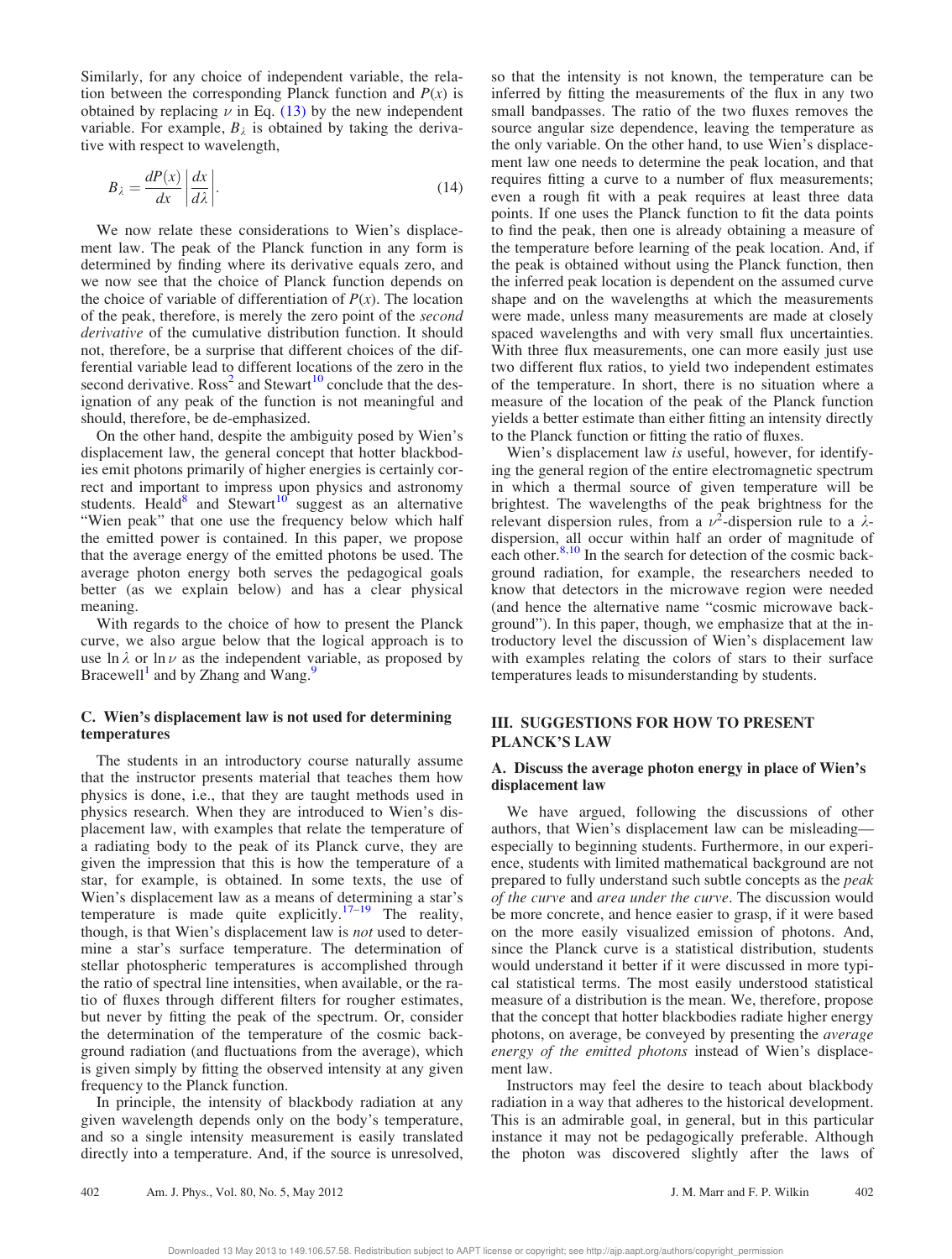Similarly, for any choice of independent variable, the relation between the corresponding Planck function and $P(x)$ is obtained by replacing $\nu$ in Eq. (13) by the new independent variable. For example, $B_\lambda$ is obtained by taking the derivative with respect to wavelength,

$$B_\lambda = \frac{dP(x)}{dx}\left|\frac{dx}{d\lambda}\right|. \tag{14}$$

We now relate these considerations to Wien's displacement law. The peak of the Planck function in any form is determined by finding where its derivative equals zero, and we now see that the choice of Planck function depends on the choice of variable of differentiation of $P(x)$. The location of the peak, therefore, is merely the zero point of the *second derivative* of the cumulative distribution function. It should not, therefore, be a surprise that different choices of the differential variable lead to different locations of the zero in the second derivative. Ross[2] and Stewart[10] conclude that the designation of any peak of the function is not meaningful and should, therefore, be de-emphasized.

On the other hand, despite the ambiguity posed by Wien's displacement law, the general concept that hotter blackbodies emit photons primarily of higher energies is certainly correct and important to impress upon physics and astronomy students. Heald[8] and Stewart[10] suggest as an alternative "Wien peak" that one use the frequency below which half the emitted power is contained. In this paper, we propose that the average energy of the emitted photons be used. The average photon energy both serves the pedagogical goals better (as we explain below) and has a clear physical meaning.

With regards to the choice of how to present the Planck curve, we also argue below that the logical approach is to use $\ln \lambda$ or $\ln \nu$ as the independent variable, as proposed by Bracewell[1] and by Zhang and Wang.[9]

### C. Wien's displacement law is not used for determining temperatures

The students in an introductory course naturally assume that the instructor presents material that teaches them how physics is done, i.e., that they are taught methods used in physics research. When they are introduced to Wien's displacement law, with examples that relate the temperature of a radiating body to the peak of its Planck curve, they are given the impression that this is how the temperature of a star, for example, is obtained. In some texts, the use of Wien's displacement law as a means of determining a star's temperature is made quite explicitly.[17–19] The reality, though, is that Wien's displacement law is *not* used to determine a star's surface temperature. The determination of stellar photospheric temperatures is accomplished through the ratio of spectral line intensities, when available, or the ratio of fluxes through different filters for rougher estimates, but never by fitting the peak of the spectrum. Or, consider the determination of the temperature of the cosmic background radiation (and fluctuations from the average), which is given simply by fitting the observed intensity at any given frequency to the Planck function.

In principle, the intensity of blackbody radiation at any given wavelength depends only on the body's temperature, and so a single intensity measurement is easily translated directly into a temperature. And, if the source is unresolved, so that the intensity is not known, the temperature can be inferred by fitting the measurements of the flux in any two small bandpasses. The ratio of the two fluxes removes the source angular size dependence, leaving the temperature as the only variable. On the other hand, to use Wien's displacement law one needs to determine the peak location, and that requires fitting a curve to a number of flux measurements; even a rough fit with a peak requires at least three data points. If one uses the Planck function to fit the data points to find the peak, then one is already obtaining a measure of the temperature before learning of the peak location. And, if the peak is obtained without using the Planck function, then the inferred peak location is dependent on the assumed curve shape and on the wavelengths at which the measurements were made, unless many measurements are made at closely spaced wavelengths and with very small flux uncertainties. With three flux measurements, one can more easily just use two different flux ratios, to yield two independent estimates of the temperature. In short, there is no situation where a measure of the location of the peak of the Planck function yields a better estimate than either fitting an intensity directly to the Planck function or fitting the ratio of fluxes.

Wien's displacement law *is* useful, however, for identifying the general region of the entire electromagnetic spectrum in which a thermal source of given temperature will be brightest. The wavelengths of the peak brightness for the relevant dispersion rules, from a $\nu^2$-dispersion rule to a $\lambda$-dispersion, all occur within half an order of magnitude of each other.[8,10] In the search for detection of the cosmic background radiation, for example, the researchers needed to know that detectors in the microwave region were needed (and hence the alternative name "cosmic microwave background"). In this paper, though, we emphasize that at the introductory level the discussion of Wien's displacement law with examples relating the colors of stars to their surface temperatures leads to misunderstanding by students.

## III. SUGGESTIONS FOR HOW TO PRESENT PLANCK'S LAW

### A. Discuss the average photon energy in place of Wien's displacement law

We have argued, following the discussions of other authors, that Wien's displacement law can be misleading—especially to beginning students. Furthermore, in our experience, students with limited mathematical background are not prepared to fully understand such subtle concepts as the *peak of the curve* and *area under the curve*. The discussion would be more concrete, and hence easier to grasp, if it were based on the more easily visualized emission of photons. And, since the Planck curve is a statistical distribution, students would understand it better if it were discussed in more typical statistical terms. The most easily understood statistical measure of a distribution is the mean. We, therefore, propose that the concept that hotter blackbodies radiate higher energy photons, on average, be conveyed by presenting the *average energy of the emitted photons* instead of Wien's displacement law.

Instructors may feel the desire to teach about blackbody radiation in a way that adheres to the historical development. This is an admirable goal, in general, but in this particular instance it may not be pedagogically preferable. Although the photon was discovered slightly after the laws of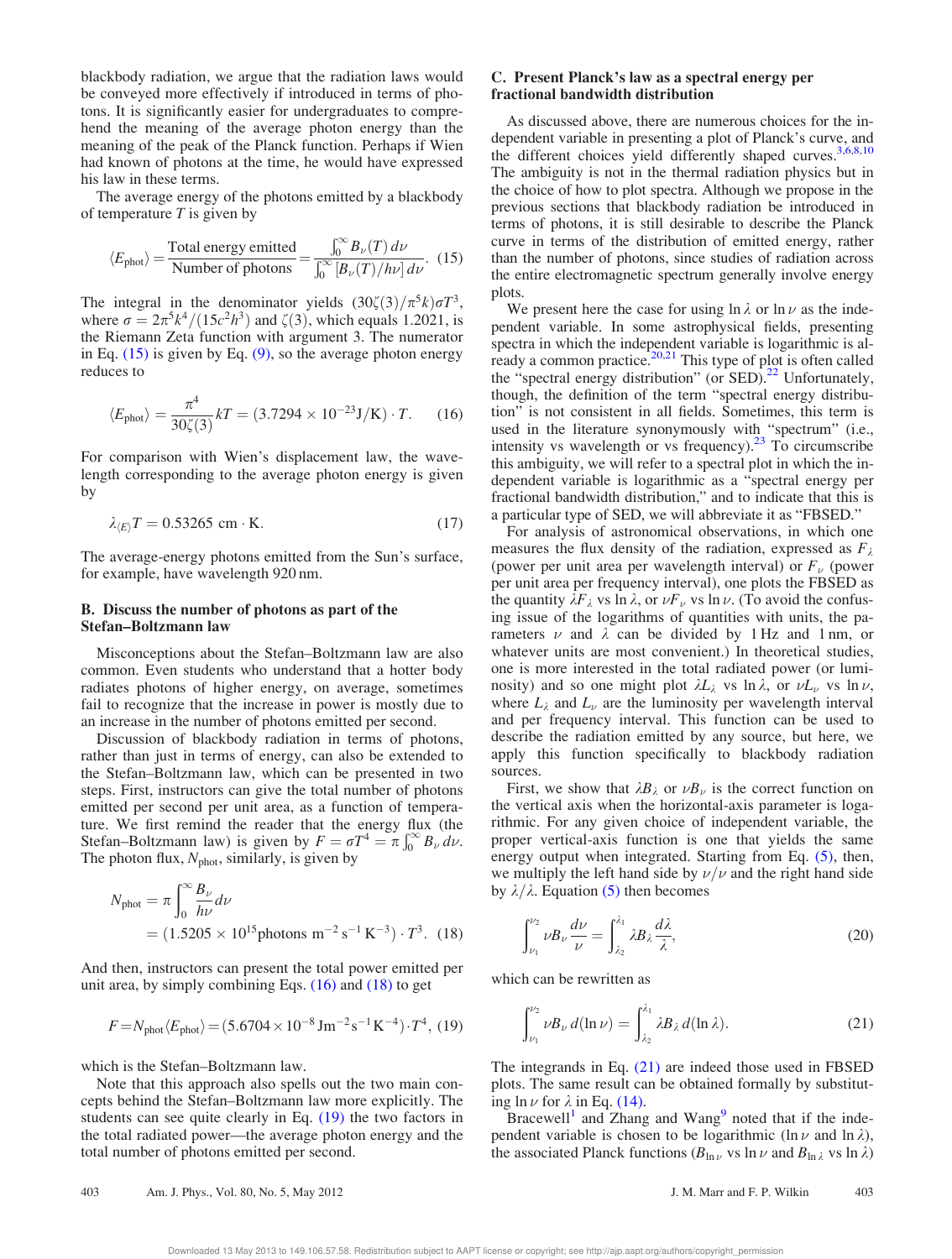blackbody radiation, we argue that the radiation laws would be conveyed more effectively if introduced in terms of photons. It is significantly easier for undergraduates to comprehend the meaning of the average photon energy than the meaning of the peak of the Planck function. Perhaps if Wien had known of photons at the time, he would have expressed his law in these terms.

The average energy of the photons emitted by a blackbody of temperature $T$ is given by

$$\langle E_{\rm phot}\rangle = \frac{\text{Total energy emitted}}{\text{Number of photons}} = \frac{\int_0^\infty B_\nu(T)\,d\nu}{\int_0^\infty [B_\nu(T)/h\nu]\,d\nu}. \quad (15)$$

The integral in the denominator yields $(30\zeta(3)/\pi^5 k)\sigma T^3$, where $\sigma = 2\pi^5 k^4/(15c^2h^3)$ and $\zeta(3)$, which equals 1.2021, is the Riemann Zeta function with argument 3. The numerator in Eq. (15) is given by Eq. (9), so the average photon energy reduces to

$$\langle E_{\rm phot}\rangle = \frac{\pi^4}{30\zeta(3)}kT = (3.7294\times 10^{-23}\,\text{J/K})\cdot T. \quad (16)$$

For comparison with Wien's displacement law, the wavelength corresponding to the average photon energy is given by

$$\lambda_{\langle E\rangle} T = 0.53265\ \text{cm}\cdot\text{K}. \quad (17)$$

The average-energy photons emitted from the Sun's surface, for example, have wavelength 920 nm.

### B. Discuss the number of photons as part of the Stefan–Boltzmann law

Misconceptions about the Stefan–Boltzmann law are also common. Even students who understand that a hotter body radiates photons of higher energy, on average, sometimes fail to recognize that the increase in power is mostly due to an increase in the number of photons emitted per second.

Discussion of blackbody radiation in terms of photons, rather than just in terms of energy, can also be extended to the Stefan–Boltzmann law, which can be presented in two steps. First, instructors can give the total number of photons emitted per second per unit area, as a function of temperature. We first remind the reader that the energy flux (the Stefan–Boltzmann law) is given by $F = \sigma T^4 = \pi\int_0^\infty B_\nu\,d\nu$. The photon flux, $N_{\rm phot}$, similarly, is given by

$$N_{\rm phot} = \pi\int_0^\infty \frac{B_\nu}{h\nu}d\nu = (1.5205\times 10^{15}\,\text{photons m}^{-2}\,\text{s}^{-1}\,\text{K}^{-3})\cdot T^3. \quad (18)$$

And then, instructors can present the total power emitted per unit area, by simply combining Eqs. (16) and (18) to get

$$F = N_{\rm phot}\langle E_{\rm phot}\rangle = (5.6704\times 10^{-8}\,\text{J}\,\text{m}^{-2}\,\text{s}^{-1}\,\text{K}^{-4})\cdot T^4, \quad (19)$$

which is the Stefan–Boltzmann law.

Note that this approach also spells out the two main concepts behind the Stefan–Boltzmann law more explicitly. The students can see quite clearly in Eq. (19) the two factors in the total radiated power—the average photon energy and the total number of photons emitted per second.

### C. Present Planck's law as a spectral energy per fractional bandwidth distribution

As discussed above, there are numerous choices for the independent variable in presenting a plot of Planck's curve, and the different choices yield differently shaped curves.[3,6,8,10] The ambiguity is not in the thermal radiation physics but in the choice of how to plot spectra. Although we propose in the previous sections that blackbody radiation be introduced in terms of photons, it is still desirable to describe the Planck curve in terms of the distribution of emitted energy, rather than the number of photons, since studies of radiation across the entire electromagnetic spectrum generally involve energy plots.

We present here the case for using $\ln\lambda$ or $\ln\nu$ as the independent variable. In some astrophysical fields, presenting spectra in which the independent variable is logarithmic is already a common practice.[20,21] This type of plot is often called the "spectral energy distribution" (or SED).[22] Unfortunately, though, the definition of the term "spectral energy distribution" is not consistent in all fields. Sometimes, this term is used in the literature synonymously with "spectrum" (i.e., intensity vs wavelength or vs frequency).[23] To circumscribe this ambiguity, we will refer to a spectral plot in which the independent variable is logarithmic as a "spectral energy per fractional bandwidth distribution," and to indicate that this is a particular type of SED, we will abbreviate it as "FBSED."

For analysis of astronomical observations, in which one measures the flux density of the radiation, expressed as $F_\lambda$ (power per unit area per wavelength interval) or $F_\nu$ (power per unit area per frequency interval), one plots the FBSED as the quantity $\lambda F_\lambda$ vs $\ln\lambda$, or $\nu F_\nu$ vs $\ln\nu$. (To avoid the confusing issue of the logarithms of quantities with units, the parameters $\nu$ and $\lambda$ can be divided by 1 Hz and 1 nm, or whatever units are most convenient.) In theoretical studies, one is more interested in the total radiated power (or luminosity) and so one might plot $\lambda L_\lambda$ vs $\ln\lambda$, or $\nu L_\nu$ vs $\ln\nu$, where $L_\lambda$ and $L_\nu$ are the luminosity per wavelength interval and per frequency interval. This function can be used to describe the radiation emitted by any source, but here, we apply this function specifically to blackbody radiation sources.

First, we show that $\lambda B_\lambda$ or $\nu B_\nu$ is the correct function on the vertical axis when the horizontal-axis parameter is logarithmic. For any given choice of independent variable, the proper vertical-axis function is one that yields the same energy output when integrated. Starting from Eq. (5), then, we multiply the left hand side by $\nu/\nu$ and the right hand side by $\lambda/\lambda$. Equation (5) then becomes

$$\int_{\nu_1}^{\nu_2} \nu B_\nu \frac{d\nu}{\nu} = \int_{\lambda_2}^{\lambda_1} \lambda B_\lambda \frac{d\lambda}{\lambda}, \quad (20)$$

which can be rewritten as

$$\int_{\nu_1}^{\nu_2} \nu B_\nu\, d(\ln\nu) = \int_{\lambda_2}^{\lambda_1} \lambda B_\lambda\, d(\ln\lambda). \quad (21)$$

The integrands in Eq. (21) are indeed those used in FBSED plots. The same result can be obtained formally by substituting $\ln\nu$ for $\lambda$ in Eq. (14).

Bracewell[1] and Zhang and Wang[9] noted that if the independent variable is chosen to be logarithmic ($\ln\nu$ and $\ln\lambda$), the associated Planck functions ($B_{\ln\nu}$ vs $\ln\nu$ and $B_{\ln\lambda}$ vs $\ln\lambda$)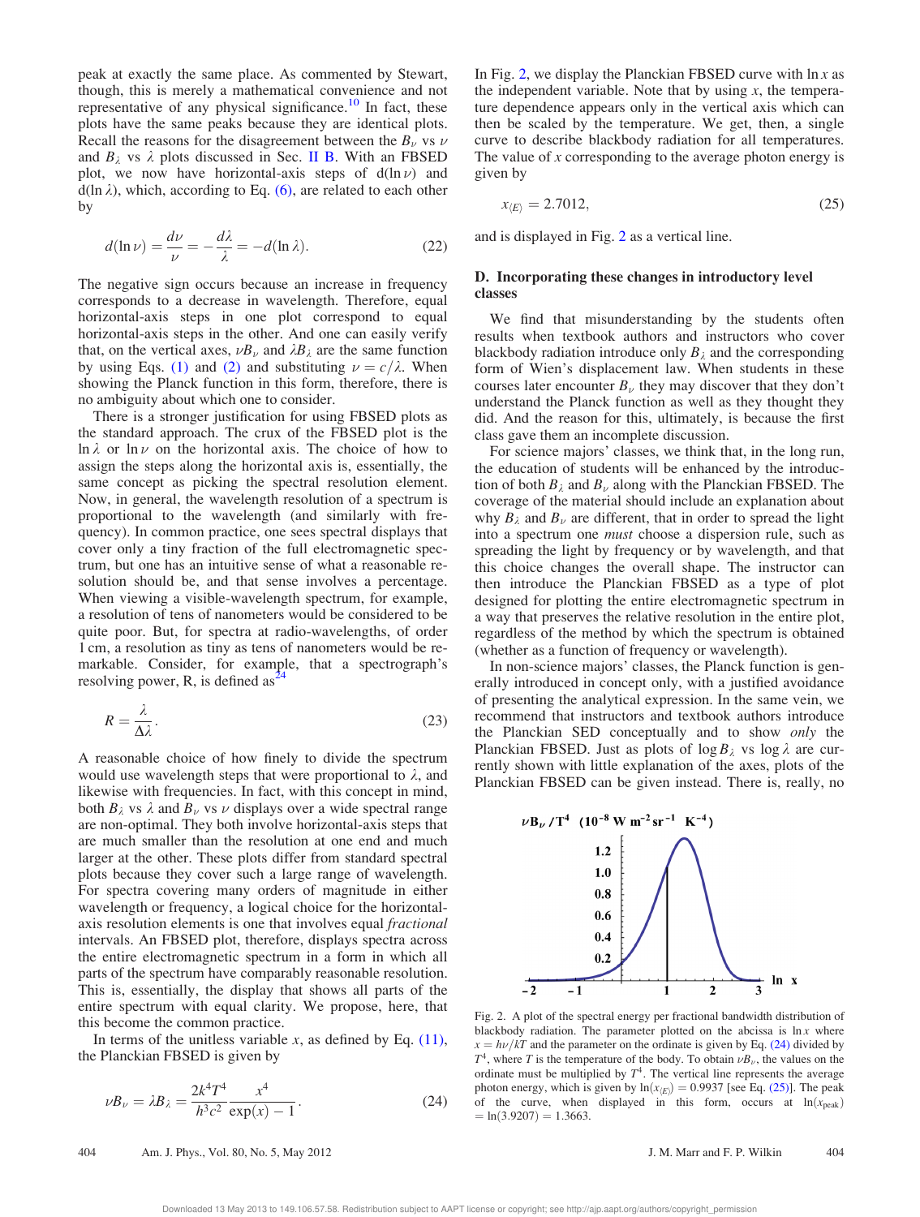peak at exactly the same place. As commented by Stewart, though, this is merely a mathematical convenience and not representative of any physical significance.[10] In fact, these plots have the same peaks because they are identical plots. Recall the reasons for the disagreement between the $B_\nu$ vs $\nu$ and $B_\lambda$ vs $\lambda$ plots discussed in Sec. II B. With an FBSED plot, we now have horizontal-axis steps of $d(\ln \nu)$ and $d(\ln \lambda)$, which, according to Eq. (6), are related to each other by

$$d(\ln \nu) = \frac{d\nu}{\nu} = -\frac{d\lambda}{\lambda} = -d(\ln \lambda). \tag{22}$$

The negative sign occurs because an increase in frequency corresponds to a decrease in wavelength. Therefore, equal horizontal-axis steps in one plot correspond to equal horizontal-axis steps in the other. And one can easily verify that, on the vertical axes, $\nu B_\nu$ and $\lambda B_\lambda$ are the same function by using Eqs. (1) and (2) and substituting $\nu = c/\lambda$. When showing the Planck function in this form, therefore, there is no ambiguity about which one to consider.

There is a stronger justification for using FBSED plots as the standard approach. The crux of the FBSED plot is the $\ln \lambda$ or $\ln \nu$ on the horizontal axis. The choice of how to assign the steps along the horizontal axis is, essentially, the same concept as picking the spectral resolution element. Now, in general, the wavelength resolution of a spectrum is proportional to the wavelength (and similarly with frequency). In common practice, one sees spectral displays that cover only a tiny fraction of the full electromagnetic spectrum, but one has an intuitive sense of what a reasonable resolution should be, and that sense involves a percentage. When viewing a visible-wavelength spectrum, for example, a resolution of tens of nanometers would be considered to be quite poor. But, for spectra at radio-wavelengths, of order 1 cm, a resolution as tiny as tens of nanometers would be remarkable. Consider, for example, that a spectrograph's resolving power, R, is defined as[24]

$$R = \frac{\lambda}{\Delta \lambda}. \tag{23}$$

A reasonable choice of how finely to divide the spectrum would use wavelength steps that were proportional to $\lambda$, and likewise with frequencies. In fact, with this concept in mind, both $B_\lambda$ vs $\lambda$ and $B_\nu$ vs $\nu$ displays over a wide spectral range are non-optimal. They both involve horizontal-axis steps that are much smaller than the resolution at one end and much larger at the other. These plots differ from standard spectral plots because they cover such a large range of wavelength. For spectra covering many orders of magnitude in either wavelength or frequency, a logical choice for the horizontal-axis resolution elements is one that involves equal *fractional* intervals. An FBSED plot, therefore, displays spectra across the entire electromagnetic spectrum in a form in which all parts of the spectrum have comparably reasonable resolution. This is, essentially, the display that shows all parts of the entire spectrum with equal clarity. We propose, here, that this become the common practice.

In terms of the unitless variable $x$, as defined by Eq. (11), the Planckian FBSED is given by

$$\nu B_\nu = \lambda B_\lambda = \frac{2k^4 T^4}{h^3 c^2} \frac{x^4}{\exp(x) - 1}. \tag{24}$$

In Fig. 2, we display the Planckian FBSED curve with $\ln x$ as the independent variable. Note that by using $x$, the temperature dependence appears only in the vertical axis which can then be scaled by the temperature. We get, then, a single curve to describe blackbody radiation for all temperatures. The value of $x$ corresponding to the average photon energy is given by

$$x_{\langle E \rangle} = 2.7012, \tag{25}$$

and is displayed in Fig. 2 as a vertical line.

### D. Incorporating these changes in introductory level classes

We find that misunderstanding by the students often results when textbook authors and instructors who cover blackbody radiation introduce only $B_\lambda$ and the corresponding form of Wien's displacement law. When students in these courses later encounter $B_\nu$ they may discover that they don't understand the Planck function as well as they thought they did. And the reason for this, ultimately, is because the first class gave them an incomplete discussion.

For science majors' classes, we think that, in the long run, the education of students will be enhanced by the introduction of both $B_\lambda$ and $B_\nu$ along with the Planckian FBSED. The coverage of the material should include an explanation about why $B_\lambda$ and $B_\nu$ are different, that in order to spread the light into a spectrum one *must* choose a dispersion rule, such as spreading the light by frequency or by wavelength, and that this choice changes the overall shape. The instructor can then introduce the Planckian FBSED as a type of plot designed for plotting the entire electromagnetic spectrum in a way that preserves the relative resolution in the entire plot, regardless of the method by which the spectrum is obtained (whether as a function of frequency or wavelength).

In non-science majors' classes, the Planck function is generally introduced in concept only, with a justified avoidance of presenting the analytical expression. In the same vein, we recommend that instructors and textbook authors introduce the Planckian SED conceptually and to show *only* the Planckian FBSED. Just as plots of $\log B_\lambda$ vs $\log \lambda$ are currently shown with little explanation of the axes, plots of the Planckian FBSED can be given instead. There is, really, no

Fig. 2. A plot of the spectral energy per fractional bandwidth distribution of blackbody radiation. The parameter plotted on the abcissa is $\ln x$ where $x = h\nu/kT$ and the parameter on the ordinate is given by Eq. (24) divided by $T^4$, where $T$ is the temperature of the body. To obtain $\nu B_\nu$, the values on the ordinate must be multiplied by $T^4$. The vertical line represents the average photon energy, which is given by $\ln(x_{\langle E \rangle}) = 0.9937$ [see Eq. (25)]. The peak of the curve, when displayed in this form, occurs at $\ln(x_{\rm peak}) = \ln(3.9207) = 1.3663$.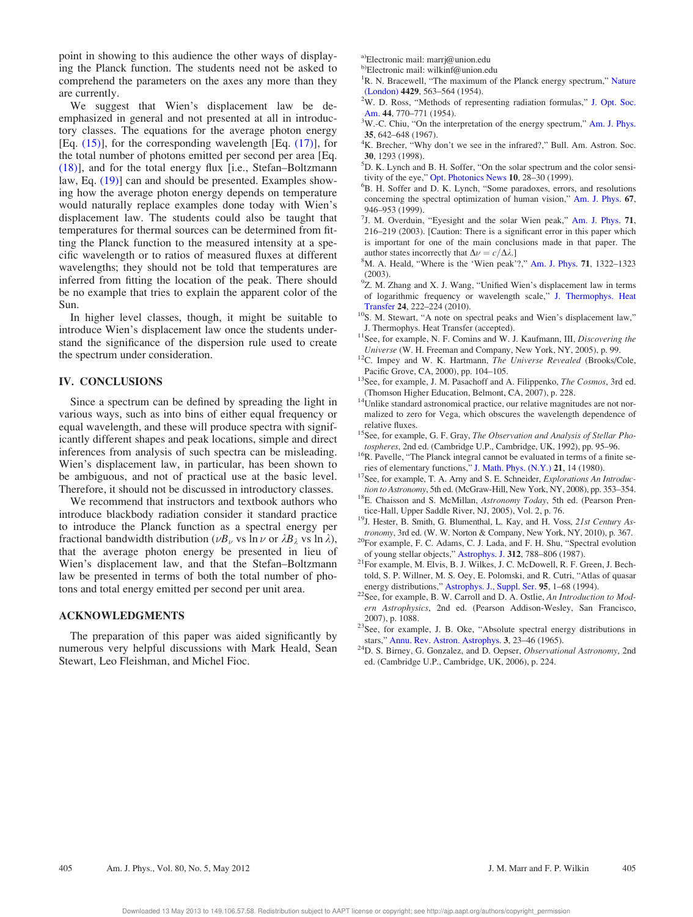point in showing to this audience the other ways of displaying the Planck function. The students need not be asked to comprehend the parameters on the axes any more than they are currently.

We suggest that Wien's displacement law be de-emphasized in general and not presented at all in introductory classes. The equations for the average photon energy [Eq. (15)], for the corresponding wavelength [Eq. (17)], for the total number of photons emitted per second per area [Eq. (18)], and for the total energy flux [i.e., Stefan–Boltzmann law, Eq. (19)] can and should be presented. Examples showing how the average photon energy depends on temperature would naturally replace examples done today with Wien's displacement law. The students could also be taught that temperatures for thermal sources can be determined from fitting the Planck function to the measured intensity at a specific wavelength or to ratios of measured fluxes at different wavelengths; they should not be told that temperatures are inferred from fitting the location of the peak. There should be no example that tries to explain the apparent color of the Sun.

In higher level classes, though, it might be suitable to introduce Wien's displacement law once the students understand the significance of the dispersion rule used to create the spectrum under consideration.

## IV. CONCLUSIONS

Since a spectrum can be defined by spreading the light in various ways, such as into bins of either equal frequency or equal wavelength, and these will produce spectra with significantly different shapes and peak locations, simple and direct inferences from analysis of such spectra can be misleading. Wien's displacement law, in particular, has been shown to be ambiguous, and not of practical use at the basic level. Therefore, it should not be discussed in introductory classes.

We recommend that instructors and textbook authors who introduce blackbody radiation consider it standard practice to introduce the Planck function as a spectral energy per fractional bandwidth distribution ($\nu B_\nu$ vs $\ln \nu$ or $\lambda B_\lambda$ vs $\ln \lambda$), that the average photon energy be presented in lieu of Wien's displacement law, and that the Stefan–Boltzmann law be presented in terms of both the total number of photons and total energy emitted per second per unit area.

## ACKNOWLEDGMENTS

The preparation of this paper was aided significantly by numerous very helpful discussions with Mark Heald, Sean Stewart, Leo Fleishman, and Michel Fioc.

[a]Electronic mail: marrj@union.edu

[b]Electronic mail: wilkinf@union.edu

[1]R. N. Bracewell, "The maximum of the Planck energy spectrum," Nature (London) **4429**, 563–564 (1954).

[2]W. D. Ross, "Methods of representing radiation formulas," J. Opt. Soc. Am. **44**, 770–771 (1954).

[3]W.-C. Chiu, "On the interpretation of the energy spectrum," Am. J. Phys. **35**, 642–648 (1967).

[4]K. Brecher, "Why don't we see in the infrared?," Bull. Am. Astron. Soc. **30**, 1293 (1998).

[5]D. K. Lynch and B. H. Soffer, "On the solar spectrum and the color sensitivity of the eye," Opt. Photonics News **10**, 28–30 (1999).

[6]B. H. Soffer and D. K. Lynch, "Some paradoxes, errors, and resolutions concerning the spectral optimization of human vision," Am. J. Phys. **67**, 946–953 (1999).

[7]J. M. Overduin, "Eyesight and the solar Wien peak," Am. J. Phys. **71**, 216–219 (2003). [Caution: There is a significant error in this paper which is important for one of the main conclusions made in that paper. The author states incorrectly that $\Delta\nu = c/\Delta\lambda$.]

[8]M. A. Heald, "Where is the 'Wien peak'?," Am. J. Phys. **71**, 1322–1323 (2003).

[9]Z. M. Zhang and X. J. Wang, "Unified Wien's displacement law in terms of logarithmic frequency or wavelength scale," J. Thermophys. Heat Transfer **24**, 222–224 (2010).

[10]S. M. Stewart, "A note on spectral peaks and Wien's displacement law," J. Thermophys. Heat Transfer (accepted).

[11]See, for example, N. F. Comins and W. J. Kaufmann, III, *Discovering the Universe* (W. H. Freeman and Company, New York, NY, 2005), p. 99.

[12]C. Impey and W. K. Hartmann, *The Universe Revealed* (Brooks/Cole, Pacific Grove, CA, 2000), pp. 104–105.

[13]See, for example, J. M. Pasachoff and A. Filippenko, *The Cosmos*, 3rd ed. (Thomson Higher Education, Belmont, CA, 2007), p. 228.

[14]Unlike standard astronomical practice, our relative magnitudes are not normalized to zero for Vega, which obscures the wavelength dependence of relative fluxes.

[15]See, for example, G. F. Gray, *The Observation and Analysis of Stellar Photospheres*, 2nd ed. (Cambridge U.P., Cambridge, UK, 1992), pp. 95–96.

[16]R. Pavelle, "The Planck integral cannot be evaluated in terms of a finite series of elementary functions," J. Math. Phys. (N.Y.) **21**, 14 (1980).

[17]See, for example, T. A. Arny and S. E. Schneider, *Explorations An Introduction to Astronomy*, 5th ed. (McGraw-Hill, New York, NY, 2008), pp. 353–354.

[18]E. Chaisson and S. McMillan, *Astronomy Today*, 5th ed. (Pearson Prentice-Hall, Upper Saddle River, NJ, 2005), Vol. 2, p. 76.

[19]J. Hester, B. Smith, G. Blumenthal, L. Kay, and H. Voss, *21st Century Astronomy*, 3rd ed. (W. W. Norton & Company, New York, NY, 2010), p. 367.

[20]For example, F. C. Adams, C. J. Lada, and F. H. Shu, "Spectral evolution of young stellar objects," Astrophys. J. **312**, 788–806 (1987).

[21]For example, M. Elvis, B. J. Wilkes, J. C. McDowell, R. F. Green, J. Bechtold, S. P. Willner, M. S. Oey, E. Polomski, and R. Cutri, "Atlas of quasar energy distributions," Astrophys. J., Suppl. Ser. **95**, 1–68 (1994).

[22]See, for example, B. W. Carroll and D. A. Ostlie, *An Introduction to Modern Astrophysics*, 2nd ed. (Pearson Addison-Wesley, San Francisco, 2007), p. 1088.

[23]See, for example, J. B. Oke, "Absolute spectral energy distributions in stars," Annu. Rev. Astron. Astrophys. **3**, 23–46 (1965).

[24]D. S. Birney, G. Gonzalez, and D. Oepser, *Observational Astronomy*, 2nd ed. (Cambridge U.P., Cambridge, UK, 2006), p. 224.